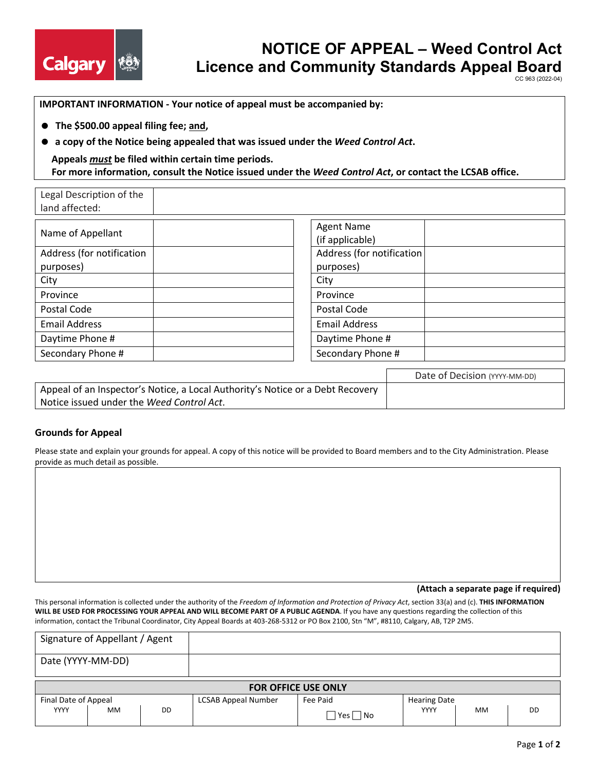# NOTICE OF APPEAL – Weed Control Act
# Licence and Community Standards Appeal Board

CC 963 (2022-04)

**IMPORTANT INFORMATION - Your notice of appeal must be accompanied by:**

- **The $500.00 appeal filing fee; and,**
- **a copy of the Notice being appealed that was issued under the *Weed Control Act*.**

**Appeals *must* be filed within certain time periods.**
**For more information, consult the Notice issued under the *Weed Control Act*, or contact the LCSAB office.**

| Legal Description of the land affected: | |
|---|---|

| Name of Appellant | | Agent Name (if applicable) | |
|---|---|---|---|
| Address (for notification purposes) | | Address (for notification purposes) | |
| City | | City | |
| Province | | Province | |
| Postal Code | | Postal Code | |
| Email Address | | Email Address | |
| Daytime Phone # | | Daytime Phone # | |
| Secondary Phone # | | Secondary Phone # | |

| | Date of Decision (YYYY-MM-DD) |
|---|---|
| Appeal of an Inspector's Notice, a Local Authority's Notice or a Debt Recovery Notice issued under the *Weed Control Act*. | |

## Grounds for Appeal

Please state and explain your grounds for appeal. A copy of this notice will be provided to Board members and to the City Administration. Please provide as much detail as possible.

**(Attach a separate page if required)**

This personal information is collected under the authority of the *Freedom of Information and Protection of Privacy Act*, section 33(a) and (c). **THIS INFORMATION WILL BE USED FOR PROCESSING YOUR APPEAL AND WILL BECOME PART OF A PUBLIC AGENDA**. If you have any questions regarding the collection of this information, contact the Tribunal Coordinator, City Appeal Boards at 403-268-5312 or PO Box 2100, Stn "M", #8110, Calgary, AB, T2P 2M5.

| Signature of Appellant / Agent | |
|---|---|
| Date (YYYY-MM-DD) | |

| FOR OFFICE USE ONLY | | | | | | | | |
|---|---|---|---|---|---|---|---|---|
| Final Date of Appeal | | | LCSAB Appeal Number | Fee Paid | Hearing Date | | |
| YYYY | MM | DD | | ☐ Yes ☐ No | YYYY | MM | DD |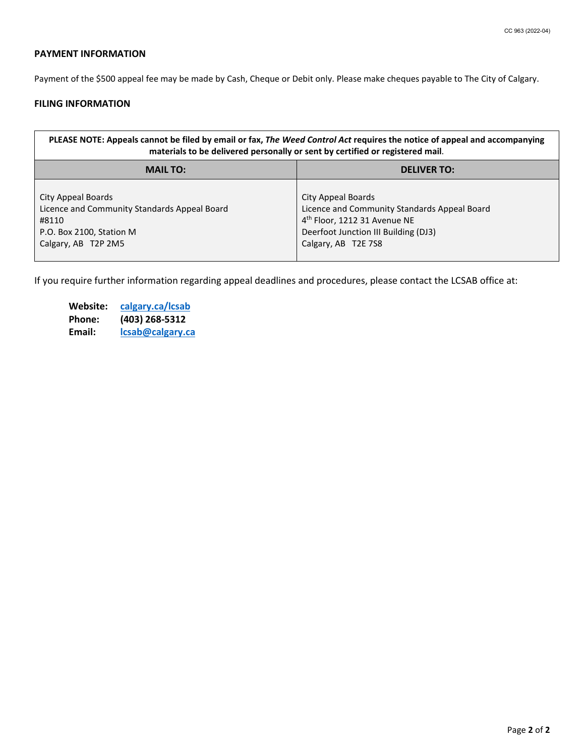### PAYMENT INFORMATION

Payment of the $500 appeal fee may be made by Cash, Cheque or Debit only. Please make cheques payable to The City of Calgary.

### FILING INFORMATION

| **PLEASE NOTE: Appeals cannot be filed by email or fax, *The Weed Control Act* requires the notice of appeal and accompanying materials to be delivered personally or sent by certified or registered mail**. | |
|---|---|
| **MAIL TO:** | **DELIVER TO:** |
| City Appeal Boards<br>Licence and Community Standards Appeal Board<br>#8110<br>P.O. Box 2100, Station M<br>Calgary, AB T2P 2M5 | City Appeal Boards<br>Licence and Community Standards Appeal Board<br>4th Floor, 1212 31 Avenue NE<br>Deerfoot Junction III Building (DJ3)<br>Calgary, AB T2E 7S8 |

If you require further information regarding appeal deadlines and procedures, please contact the LCSAB office at:

**Website:** **calgary.ca/lcsab**
**Phone:** **(403) 268-5312**
**Email:** **lcsab@calgary.ca**